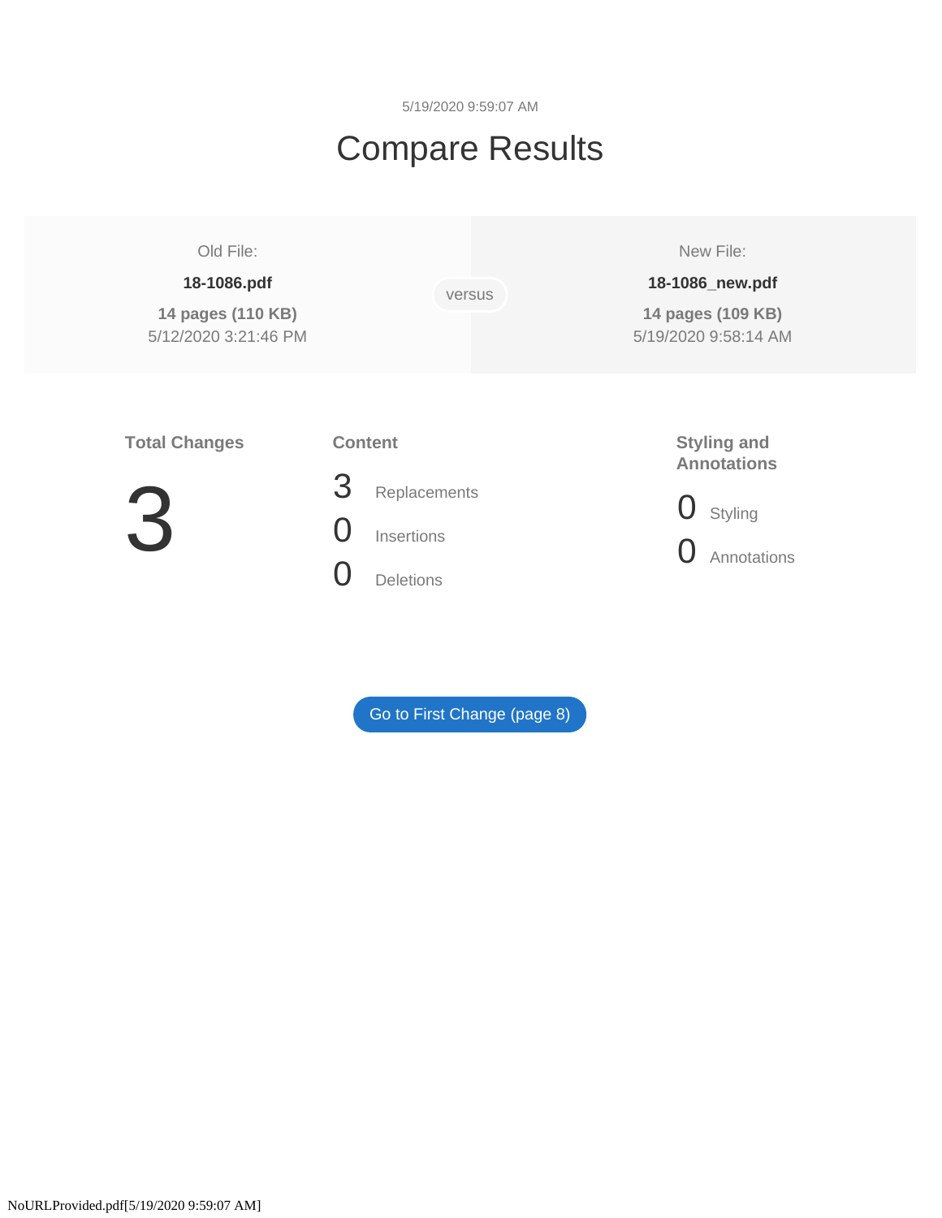5/19/2020 9:59:07 AM

# Compare Results

| Old File: | | New File: |
|---|---|---|
| **18-1086.pdf** | versus | **18-1086_new.pdf** |
| **14 pages (110 KB)** | | **14 pages (109 KB)** |
| 5/12/2020 3:21:46 PM | | 5/19/2020 9:58:14 AM |

**Total Changes**

3

**Content**

3 Replacements

0 Insertions

0 Deletions

**Styling and Annotations**

0 Styling

0 Annotations

Go to First Change (page 8)

NoURLProvided.pdf[5/19/2020 9:59:07 AM]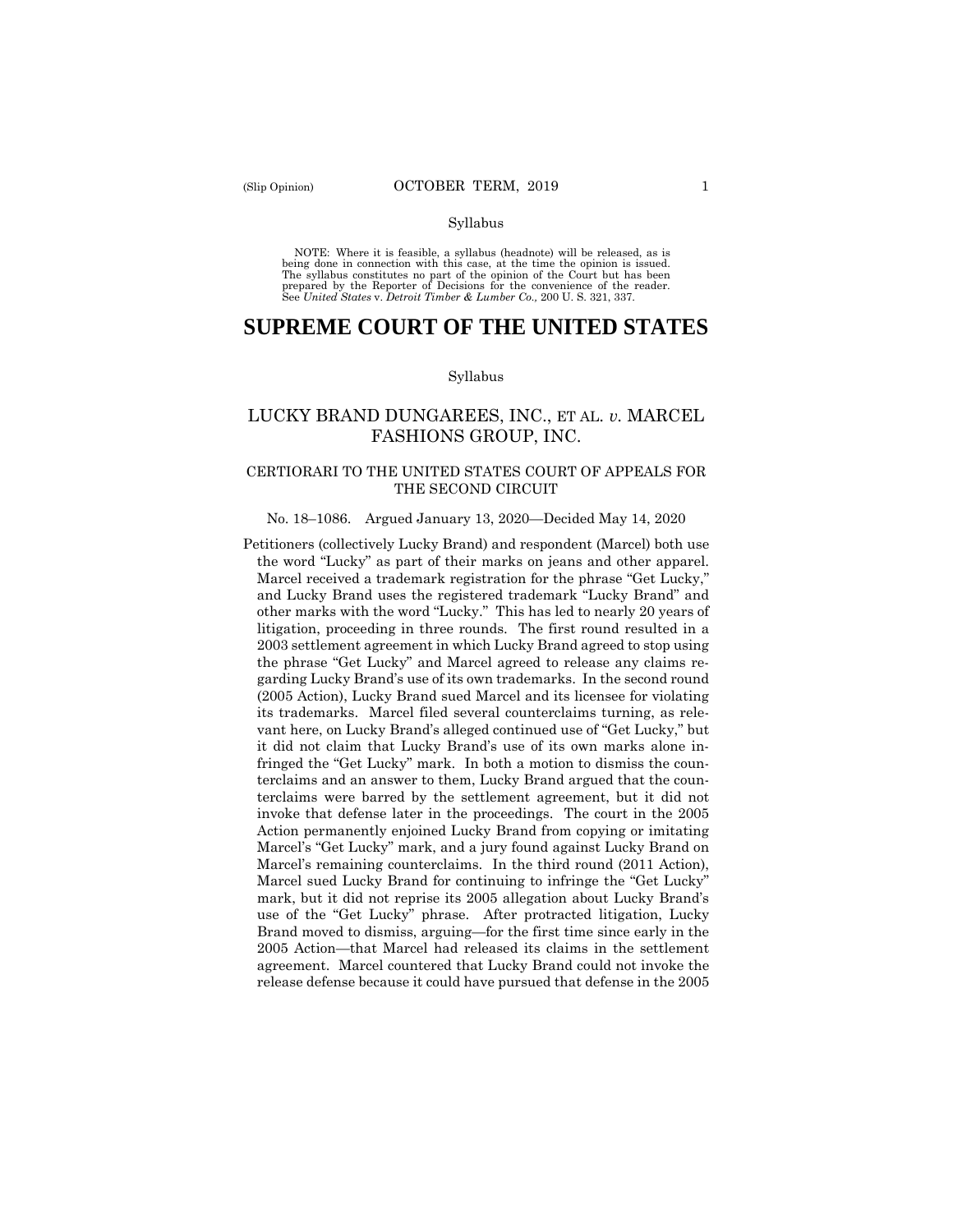Syllabus

NOTE: Where it is feasible, a syllabus (headnote) will be released, as is being done in connection with this case, at the time the opinion is issued. The syllabus constitutes no part of the opinion of the Court but has been prepared by the Reporter of Decisions for the convenience of the reader. See *United States* v. *Detroit Timber & Lumber Co.,* 200 U. S. 321, 337.

# SUPREME COURT OF THE UNITED STATES

Syllabus

## LUCKY BRAND DUNGAREES, INC., ET AL. *v.* MARCEL FASHIONS GROUP, INC.

### CERTIORARI TO THE UNITED STATES COURT OF APPEALS FOR THE SECOND CIRCUIT

No. 18–1086. Argued January 13, 2020—Decided May 14, 2020

Petitioners (collectively Lucky Brand) and respondent (Marcel) both use the word "Lucky" as part of their marks on jeans and other apparel. Marcel received a trademark registration for the phrase "Get Lucky," and Lucky Brand uses the registered trademark "Lucky Brand" and other marks with the word "Lucky." This has led to nearly 20 years of litigation, proceeding in three rounds. The first round resulted in a 2003 settlement agreement in which Lucky Brand agreed to stop using the phrase "Get Lucky" and Marcel agreed to release any claims regarding Lucky Brand's use of its own trademarks. In the second round (2005 Action), Lucky Brand sued Marcel and its licensee for violating its trademarks. Marcel filed several counterclaims turning, as relevant here, on Lucky Brand's alleged continued use of "Get Lucky," but it did not claim that Lucky Brand's use of its own marks alone infringed the "Get Lucky" mark. In both a motion to dismiss the counterclaims and an answer to them, Lucky Brand argued that the counterclaims were barred by the settlement agreement, but it did not invoke that defense later in the proceedings. The court in the 2005 Action permanently enjoined Lucky Brand from copying or imitating Marcel's "Get Lucky" mark, and a jury found against Lucky Brand on Marcel's remaining counterclaims. In the third round (2011 Action), Marcel sued Lucky Brand for continuing to infringe the "Get Lucky" mark, but it did not reprise its 2005 allegation about Lucky Brand's use of the "Get Lucky" phrase. After protracted litigation, Lucky Brand moved to dismiss, arguing—for the first time since early in the 2005 Action—that Marcel had released its claims in the settlement agreement. Marcel countered that Lucky Brand could not invoke the release defense because it could have pursued that defense in the 2005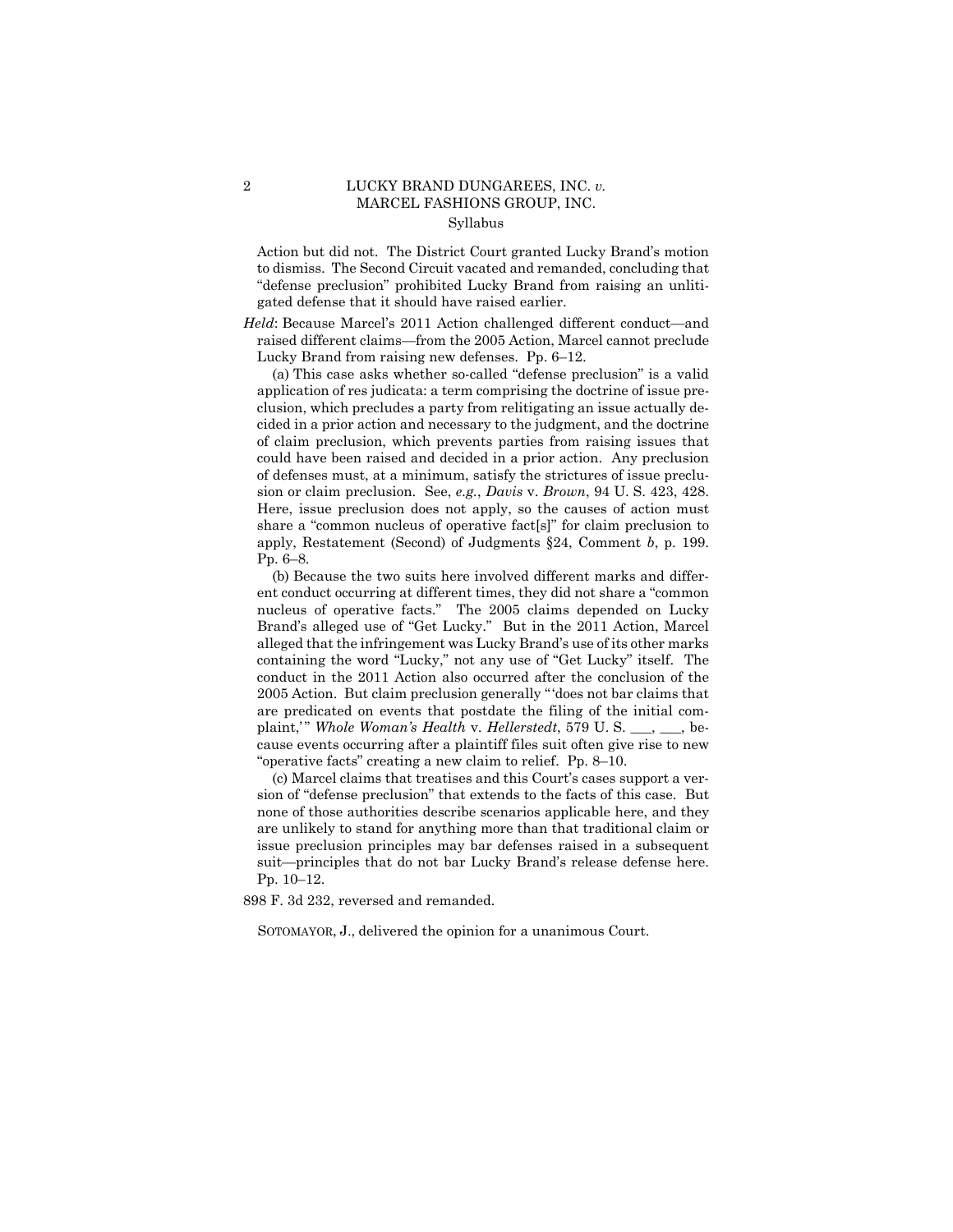Action but did not. The District Court granted Lucky Brand's motion to dismiss. The Second Circuit vacated and remanded, concluding that "defense preclusion" prohibited Lucky Brand from raising an unlitigated defense that it should have raised earlier.

*Held*: Because Marcel's 2011 Action challenged different conduct—and raised different claims—from the 2005 Action, Marcel cannot preclude Lucky Brand from raising new defenses. Pp. 6–12.

(a) This case asks whether so-called "defense preclusion" is a valid application of res judicata: a term comprising the doctrine of issue preclusion, which precludes a party from relitigating an issue actually decided in a prior action and necessary to the judgment, and the doctrine of claim preclusion, which prevents parties from raising issues that could have been raised and decided in a prior action. Any preclusion of defenses must, at a minimum, satisfy the strictures of issue preclusion or claim preclusion. See, *e.g.*, *Davis* v. *Brown*, 94 U. S. 423, 428. Here, issue preclusion does not apply, so the causes of action must share a "common nucleus of operative fact[s]" for claim preclusion to apply, Restatement (Second) of Judgments §24, Comment *b*, p. 199. Pp. 6–8.

(b) Because the two suits here involved different marks and different conduct occurring at different times, they did not share a "common nucleus of operative facts." The 2005 claims depended on Lucky Brand's alleged use of "Get Lucky." But in the 2011 Action, Marcel alleged that the infringement was Lucky Brand's use of its other marks containing the word "Lucky," not any use of "Get Lucky" itself. The conduct in the 2011 Action also occurred after the conclusion of the 2005 Action. But claim preclusion generally "'does not bar claims that are predicated on events that postdate the filing of the initial complaint,'" *Whole Woman's Health* v. *Hellerstedt*, 579 U. S. ___, ___, because events occurring after a plaintiff files suit often give rise to new "operative facts" creating a new claim to relief. Pp. 8–10.

(c) Marcel claims that treatises and this Court's cases support a version of "defense preclusion" that extends to the facts of this case. But none of those authorities describe scenarios applicable here, and they are unlikely to stand for anything more than that traditional claim or issue preclusion principles may bar defenses raised in a subsequent suit—principles that do not bar Lucky Brand's release defense here. Pp. 10–12.

898 F. 3d 232, reversed and remanded.

SOTOMAYOR, J., delivered the opinion for a unanimous Court.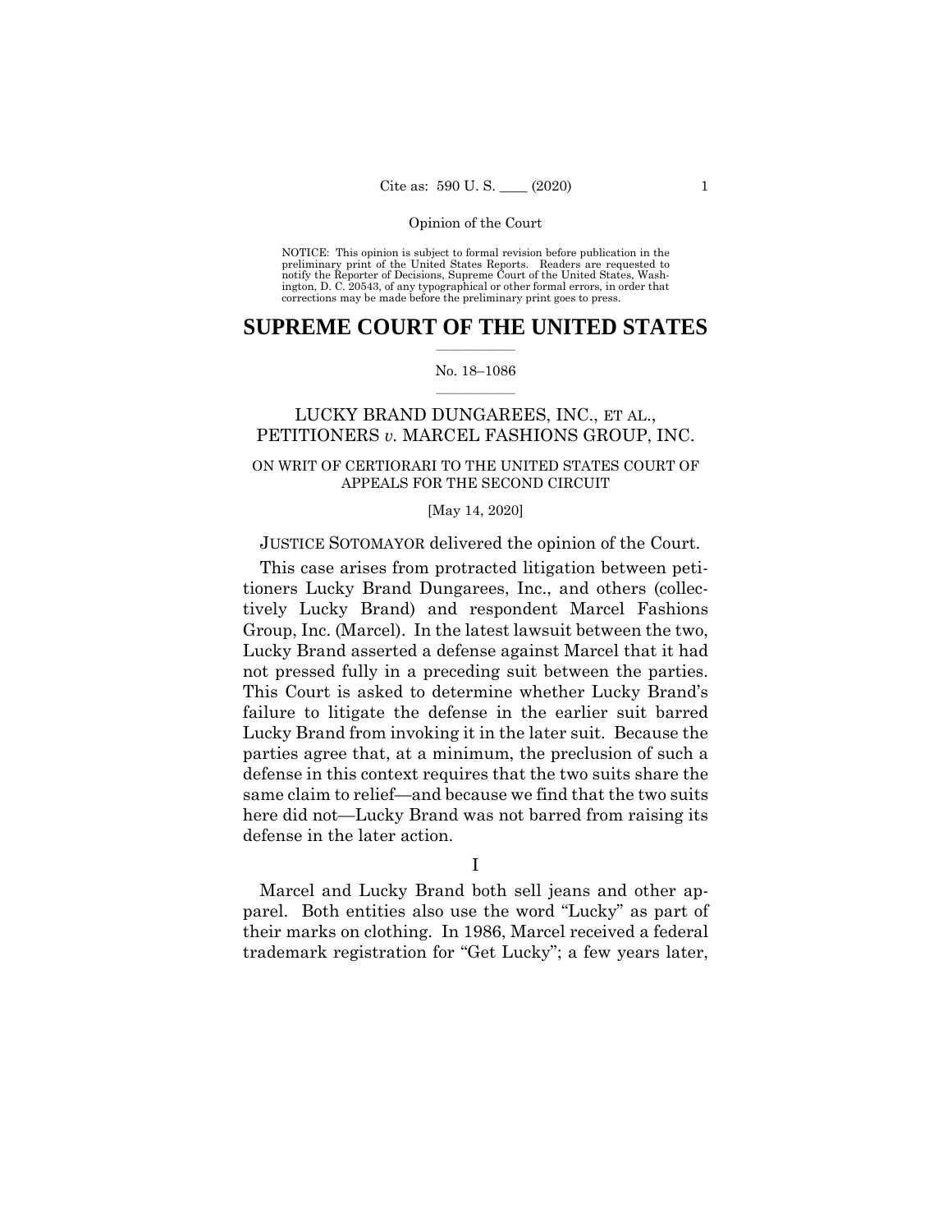NOTICE: This opinion is subject to formal revision before publication in the preliminary print of the United States Reports. Readers are requested to notify the Reporter of Decisions, Supreme Court of the United States, Washington, D. C. 20543, of any typographical or other formal errors, in order that corrections may be made before the preliminary print goes to press.

# SUPREME COURT OF THE UNITED STATES

No. 18–1086

LUCKY BRAND DUNGAREES, INC., ET AL., PETITIONERS *v.* MARCEL FASHIONS GROUP, INC.

ON WRIT OF CERTIORARI TO THE UNITED STATES COURT OF APPEALS FOR THE SECOND CIRCUIT

[May 14, 2020]

JUSTICE SOTOMAYOR delivered the opinion of the Court.

This case arises from protracted litigation between petitioners Lucky Brand Dungarees, Inc., and others (collectively Lucky Brand) and respondent Marcel Fashions Group, Inc. (Marcel). In the latest lawsuit between the two, Lucky Brand asserted a defense against Marcel that it had not pressed fully in a preceding suit between the parties. This Court is asked to determine whether Lucky Brand's failure to litigate the defense in the earlier suit barred Lucky Brand from invoking it in the later suit. Because the parties agree that, at a minimum, the preclusion of such a defense in this context requires that the two suits share the same claim to relief—and because we find that the two suits here did not—Lucky Brand was not barred from raising its defense in the later action.

I

Marcel and Lucky Brand both sell jeans and other apparel. Both entities also use the word "Lucky" as part of their marks on clothing. In 1986, Marcel received a federal trademark registration for "Get Lucky"; a few years later,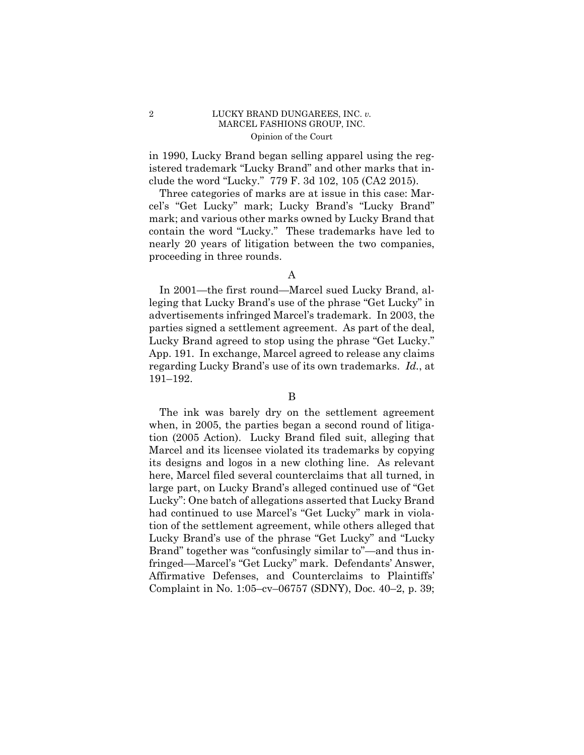in 1990, Lucky Brand began selling apparel using the registered trademark "Lucky Brand" and other marks that include the word "Lucky." 779 F. 3d 102, 105 (CA2 2015).

Three categories of marks are at issue in this case: Marcel's "Get Lucky" mark; Lucky Brand's "Lucky Brand" mark; and various other marks owned by Lucky Brand that contain the word "Lucky." These trademarks have led to nearly 20 years of litigation between the two companies, proceeding in three rounds.

### A

In 2001—the first round—Marcel sued Lucky Brand, alleging that Lucky Brand's use of the phrase "Get Lucky" in advertisements infringed Marcel's trademark. In 2003, the parties signed a settlement agreement. As part of the deal, Lucky Brand agreed to stop using the phrase "Get Lucky." App. 191. In exchange, Marcel agreed to release any claims regarding Lucky Brand's use of its own trademarks. *Id.*, at 191–192.

### B

The ink was barely dry on the settlement agreement when, in 2005, the parties began a second round of litigation (2005 Action). Lucky Brand filed suit, alleging that Marcel and its licensee violated its trademarks by copying its designs and logos in a new clothing line. As relevant here, Marcel filed several counterclaims that all turned, in large part, on Lucky Brand's alleged continued use of "Get Lucky": One batch of allegations asserted that Lucky Brand had continued to use Marcel's "Get Lucky" mark in violation of the settlement agreement, while others alleged that Lucky Brand's use of the phrase "Get Lucky" and "Lucky Brand" together was "confusingly similar to"—and thus infringed—Marcel's "Get Lucky" mark. Defendants' Answer, Affirmative Defenses, and Counterclaims to Plaintiffs' Complaint in No. 1:05–cv–06757 (SDNY), Doc. 40–2, p. 39;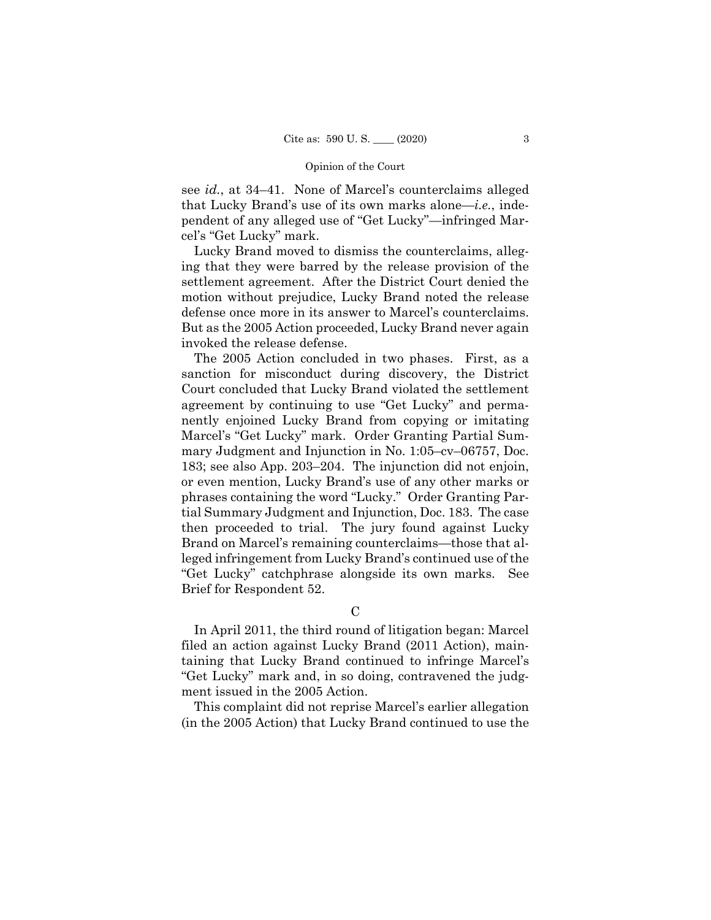see *id.*, at 34–41. None of Marcel's counterclaims alleged that Lucky Brand's use of its own marks alone—*i.e.*, independent of any alleged use of "Get Lucky"—infringed Marcel's "Get Lucky" mark.

Lucky Brand moved to dismiss the counterclaims, alleging that they were barred by the release provision of the settlement agreement. After the District Court denied the motion without prejudice, Lucky Brand noted the release defense once more in its answer to Marcel's counterclaims. But as the 2005 Action proceeded, Lucky Brand never again invoked the release defense.

The 2005 Action concluded in two phases. First, as a sanction for misconduct during discovery, the District Court concluded that Lucky Brand violated the settlement agreement by continuing to use "Get Lucky" and permanently enjoined Lucky Brand from copying or imitating Marcel's "Get Lucky" mark. Order Granting Partial Summary Judgment and Injunction in No. 1:05–cv–06757, Doc. 183; see also App. 203–204. The injunction did not enjoin, or even mention, Lucky Brand's use of any other marks or phrases containing the word "Lucky." Order Granting Partial Summary Judgment and Injunction, Doc. 183. The case then proceeded to trial. The jury found against Lucky Brand on Marcel's remaining counterclaims—those that alleged infringement from Lucky Brand's continued use of the "Get Lucky" catchphrase alongside its own marks. See Brief for Respondent 52.

### C

In April 2011, the third round of litigation began: Marcel filed an action against Lucky Brand (2011 Action), maintaining that Lucky Brand continued to infringe Marcel's "Get Lucky" mark and, in so doing, contravened the judgment issued in the 2005 Action.

This complaint did not reprise Marcel's earlier allegation (in the 2005 Action) that Lucky Brand continued to use the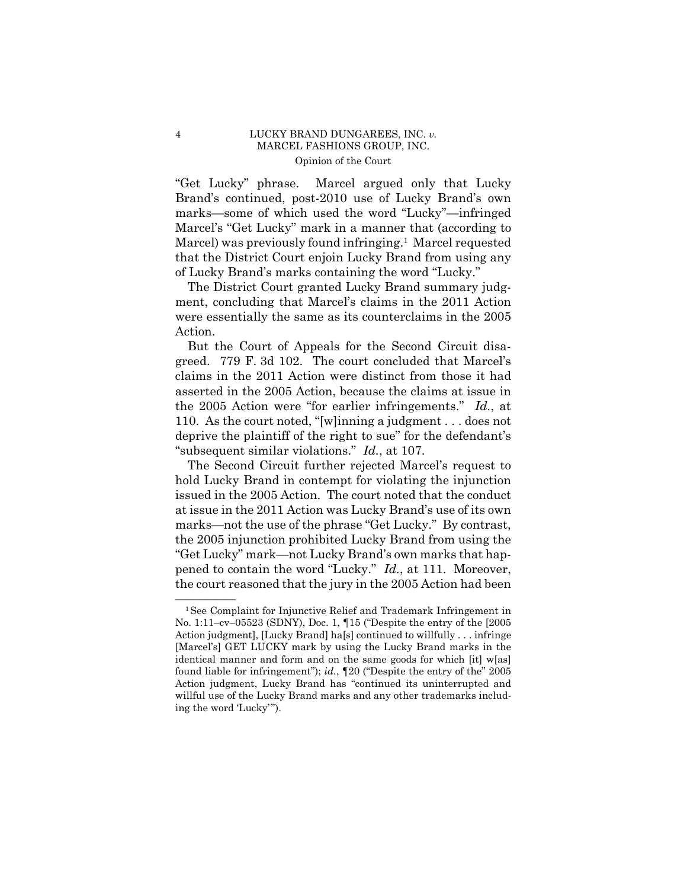"Get Lucky" phrase. Marcel argued only that Lucky Brand's continued, post-2010 use of Lucky Brand's own marks—some of which used the word "Lucky"—infringed Marcel's "Get Lucky" mark in a manner that (according to Marcel) was previously found infringing.[1] Marcel requested that the District Court enjoin Lucky Brand from using any of Lucky Brand's marks containing the word "Lucky."

The District Court granted Lucky Brand summary judgment, concluding that Marcel's claims in the 2011 Action were essentially the same as its counterclaims in the 2005 Action.

But the Court of Appeals for the Second Circuit disagreed. 779 F. 3d 102. The court concluded that Marcel's claims in the 2011 Action were distinct from those it had asserted in the 2005 Action, because the claims at issue in the 2005 Action were "for earlier infringements." *Id.*, at 110. As the court noted, "[w]inning a judgment . . . does not deprive the plaintiff of the right to sue" for the defendant's "subsequent similar violations." *Id.*, at 107.

The Second Circuit further rejected Marcel's request to hold Lucky Brand in contempt for violating the injunction issued in the 2005 Action. The court noted that the conduct at issue in the 2011 Action was Lucky Brand's use of its own marks—not the use of the phrase "Get Lucky." By contrast, the 2005 injunction prohibited Lucky Brand from using the "Get Lucky" mark—not Lucky Brand's own marks that happened to contain the word "Lucky." *Id.*, at 111. Moreover, the court reasoned that the jury in the 2005 Action had been

---

[1] See Complaint for Injunctive Relief and Trademark Infringement in No. 1:11–cv–05523 (SDNY), Doc. 1, ¶15 ("Despite the entry of the [2005 Action judgment], [Lucky Brand] ha[s] continued to willfully . . . infringe [Marcel's] GET LUCKY mark by using the Lucky Brand marks in the identical manner and form and on the same goods for which [it] w[as] found liable for infringement"); *id.*, ¶20 ("Despite the entry of the" 2005 Action judgment, Lucky Brand has "continued its uninterrupted and willful use of the Lucky Brand marks and any other trademarks including the word 'Lucky'").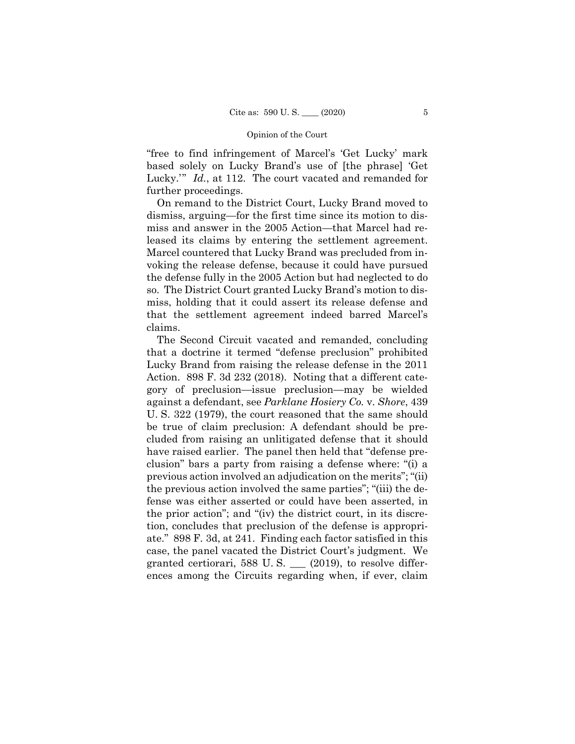"free to find infringement of Marcel's 'Get Lucky' mark based solely on Lucky Brand's use of [the phrase] 'Get Lucky.'" *Id.*, at 112. The court vacated and remanded for further proceedings.

On remand to the District Court, Lucky Brand moved to dismiss, arguing—for the first time since its motion to dismiss and answer in the 2005 Action—that Marcel had released its claims by entering the settlement agreement. Marcel countered that Lucky Brand was precluded from invoking the release defense, because it could have pursued the defense fully in the 2005 Action but had neglected to do so. The District Court granted Lucky Brand's motion to dismiss, holding that it could assert its release defense and that the settlement agreement indeed barred Marcel's claims.

The Second Circuit vacated and remanded, concluding that a doctrine it termed "defense preclusion" prohibited Lucky Brand from raising the release defense in the 2011 Action. 898 F. 3d 232 (2018). Noting that a different category of preclusion—issue preclusion—may be wielded against a defendant, see *Parklane Hosiery Co.* v. *Shore*, 439 U. S. 322 (1979), the court reasoned that the same should be true of claim preclusion: A defendant should be precluded from raising an unlitigated defense that it should have raised earlier. The panel then held that "defense preclusion" bars a party from raising a defense where: "(i) a previous action involved an adjudication on the merits"; "(ii) the previous action involved the same parties"; "(iii) the defense was either asserted or could have been asserted, in the prior action"; and "(iv) the district court, in its discretion, concludes that preclusion of the defense is appropriate." 898 F. 3d, at 241. Finding each factor satisfied in this case, the panel vacated the District Court's judgment. We granted certiorari, 588 U. S. ___ (2019), to resolve differences among the Circuits regarding when, if ever, claim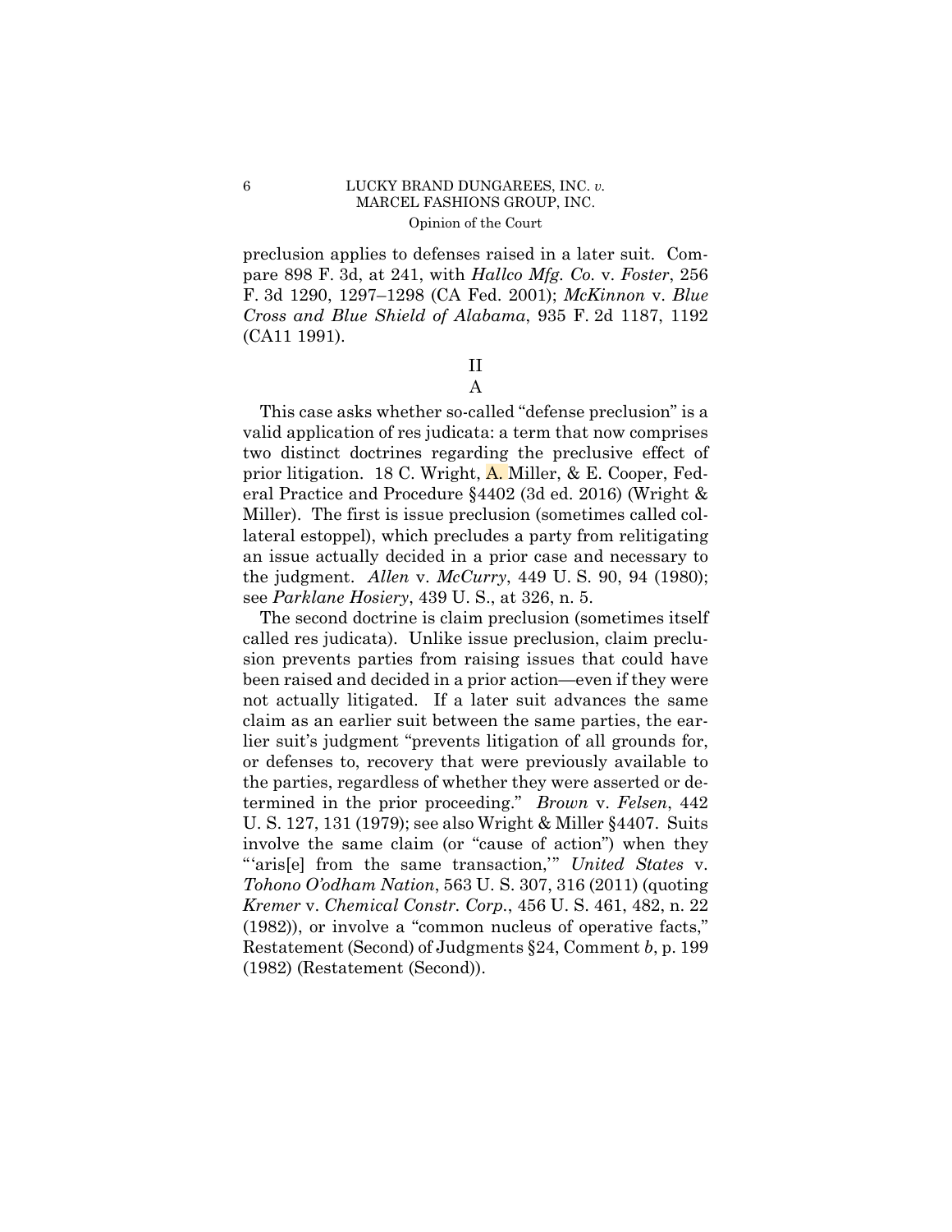preclusion applies to defenses raised in a later suit. Compare 898 F. 3d, at 241, with *Hallco Mfg. Co.* v. *Foster*, 256 F. 3d 1290, 1297–1298 (CA Fed. 2001); *McKinnon* v. *Blue Cross and Blue Shield of Alabama*, 935 F. 2d 1187, 1192 (CA11 1991).

## II

### A

This case asks whether so-called "defense preclusion" is a valid application of res judicata: a term that now comprises two distinct doctrines regarding the preclusive effect of prior litigation. 18 C. Wright, A. Miller, & E. Cooper, Federal Practice and Procedure §4402 (3d ed. 2016) (Wright & Miller). The first is issue preclusion (sometimes called collateral estoppel), which precludes a party from relitigating an issue actually decided in a prior case and necessary to the judgment. *Allen* v. *McCurry*, 449 U. S. 90, 94 (1980); see *Parklane Hosiery*, 439 U. S., at 326, n. 5.

The second doctrine is claim preclusion (sometimes itself called res judicata). Unlike issue preclusion, claim preclusion prevents parties from raising issues that could have been raised and decided in a prior action—even if they were not actually litigated. If a later suit advances the same claim as an earlier suit between the same parties, the earlier suit's judgment "prevents litigation of all grounds for, or defenses to, recovery that were previously available to the parties, regardless of whether they were asserted or determined in the prior proceeding." *Brown* v. *Felsen*, 442 U. S. 127, 131 (1979); see also Wright & Miller §4407. Suits involve the same claim (or "cause of action") when they "'aris[e] from the same transaction,'" *United States* v. *Tohono O'odham Nation*, 563 U. S. 307, 316 (2011) (quoting *Kremer* v. *Chemical Constr. Corp.*, 456 U. S. 461, 482, n. 22 (1982)), or involve a "common nucleus of operative facts," Restatement (Second) of Judgments §24, Comment *b*, p. 199 (1982) (Restatement (Second)).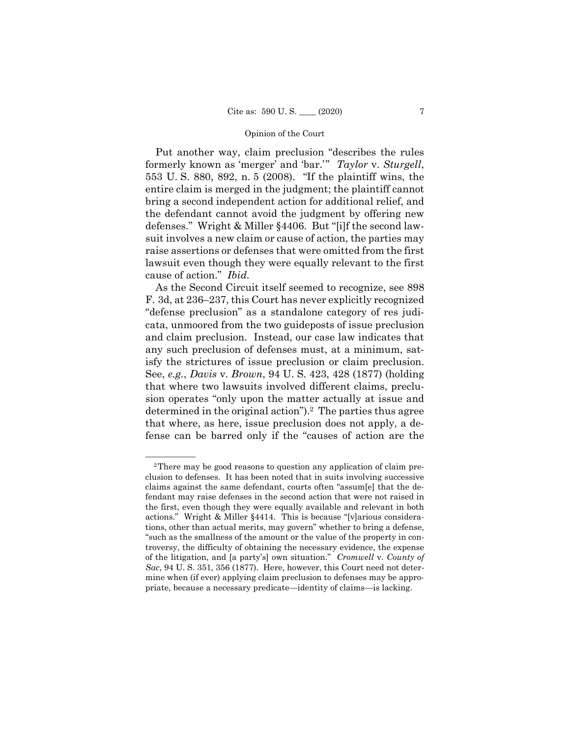Put another way, claim preclusion "describes the rules formerly known as 'merger' and 'bar.'" *Taylor* v. *Sturgell*, 553 U. S. 880, 892, n. 5 (2008). "If the plaintiff wins, the entire claim is merged in the judgment; the plaintiff cannot bring a second independent action for additional relief, and the defendant cannot avoid the judgment by offering new defenses." Wright & Miller §4406. But "[i]f the second lawsuit involves a new claim or cause of action, the parties may raise assertions or defenses that were omitted from the first lawsuit even though they were equally relevant to the first cause of action." *Ibid.*

As the Second Circuit itself seemed to recognize, see 898 F. 3d, at 236–237, this Court has never explicitly recognized "defense preclusion" as a standalone category of res judicata, unmoored from the two guideposts of issue preclusion and claim preclusion. Instead, our case law indicates that any such preclusion of defenses must, at a minimum, satisfy the strictures of issue preclusion or claim preclusion. See, *e.g.*, *Davis* v. *Brown*, 94 U. S. 423, 428 (1877) (holding that where two lawsuits involved different claims, preclusion operates "only upon the matter actually at issue and determined in the original action").[2] The parties thus agree that where, as here, issue preclusion does not apply, a defense can be barred only if the "causes of action are the

---

[2] There may be good reasons to question any application of claim preclusion to defenses. It has been noted that in suits involving successive claims against the same defendant, courts often "assum[e] that the defendant may raise defenses in the second action that were not raised in the first, even though they were equally available and relevant in both actions." Wright & Miller §4414. This is because "[v]arious considerations, other than actual merits, may govern" whether to bring a defense, "such as the smallness of the amount or the value of the property in controversy, the difficulty of obtaining the necessary evidence, the expense of the litigation, and [a party's] own situation." *Cromwell* v. *County of Sac*, 94 U. S. 351, 356 (1877). Here, however, this Court need not determine when (if ever) applying claim preclusion to defenses may be appropriate, because a necessary predicate—identity of claims—is lacking.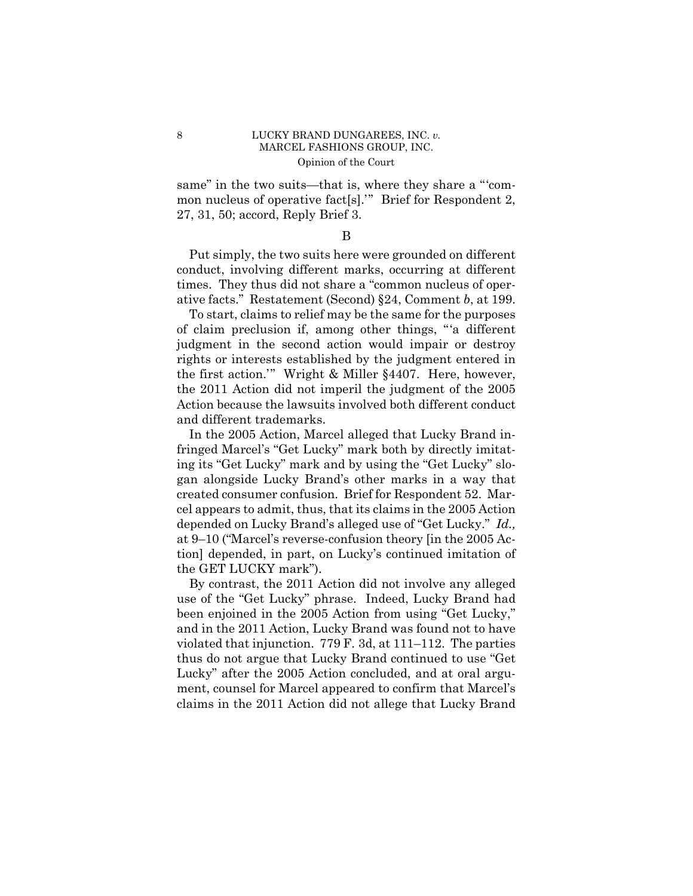same" in the two suits—that is, where they share a "'common nucleus of operative fact[s].'" Brief for Respondent 2, 27, 31, 50; accord, Reply Brief 3.

B

Put simply, the two suits here were grounded on different conduct, involving different marks, occurring at different times. They thus did not share a "common nucleus of operative facts." Restatement (Second) §24, Comment *b*, at 199.

To start, claims to relief may be the same for the purposes of claim preclusion if, among other things, "'a different judgment in the second action would impair or destroy rights or interests established by the judgment entered in the first action.'" Wright & Miller §4407. Here, however, the 2011 Action did not imperil the judgment of the 2005 Action because the lawsuits involved both different conduct and different trademarks.

In the 2005 Action, Marcel alleged that Lucky Brand infringed Marcel's "Get Lucky" mark both by directly imitating its "Get Lucky" mark and by using the "Get Lucky" slogan alongside Lucky Brand's other marks in a way that created consumer confusion. Brief for Respondent 52. Marcel appears to admit, thus, that its claims in the 2005 Action depended on Lucky Brand's alleged use of "Get Lucky." *Id.,* at 9–10 ("Marcel's reverse-confusion theory [in the 2005 Action] depended, in part, on Lucky's continued imitation of the GET LUCKY mark").

By contrast, the 2011 Action did not involve any alleged use of the "Get Lucky" phrase. Indeed, Lucky Brand had been enjoined in the 2005 Action from using "Get Lucky," and in the 2011 Action, Lucky Brand was found not to have violated that injunction. 779 F. 3d, at 111–112. The parties thus do not argue that Lucky Brand continued to use "Get Lucky" after the 2005 Action concluded, and at oral argument, counsel for Marcel appeared to confirm that Marcel's claims in the 2011 Action did not allege that Lucky Brand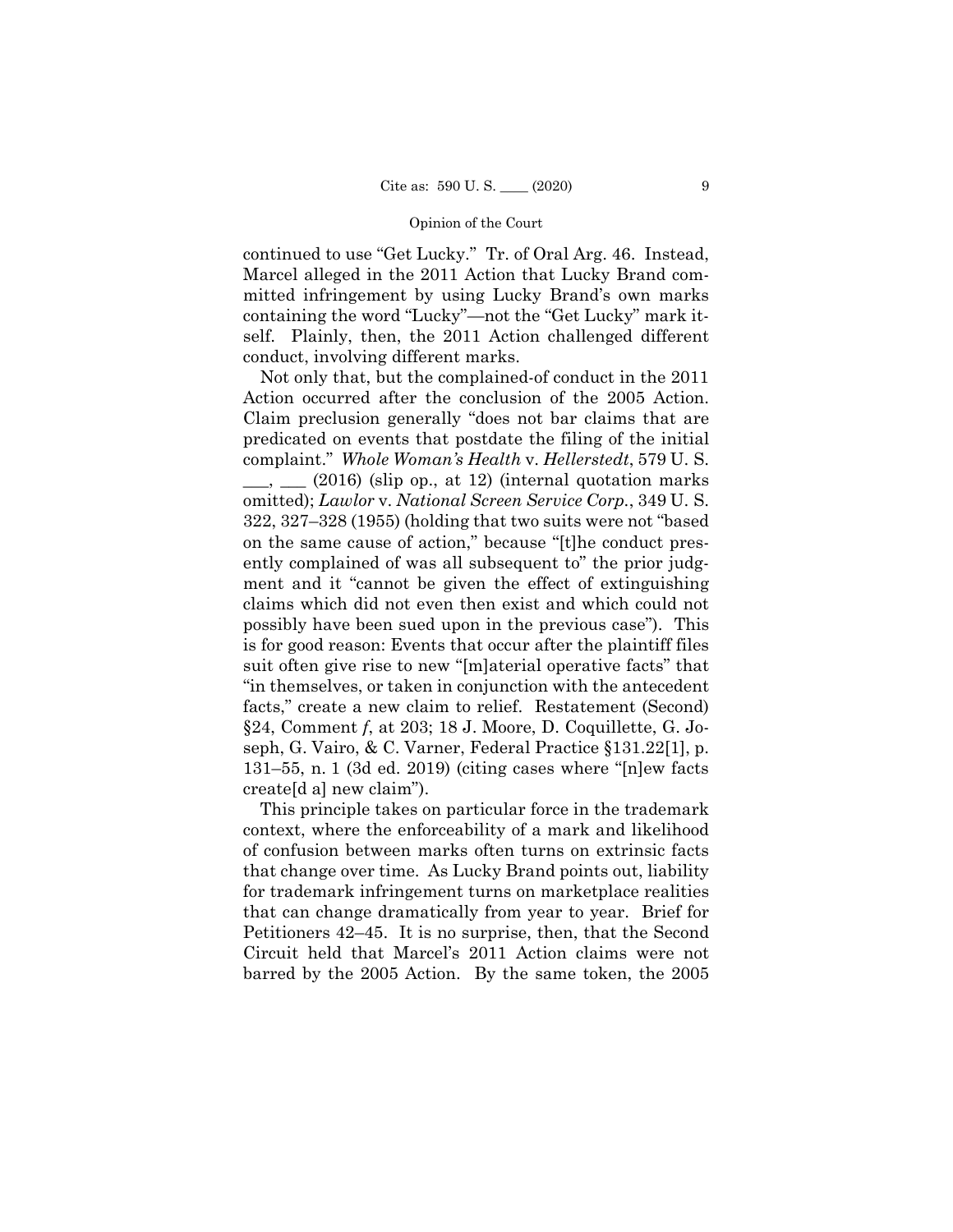continued to use "Get Lucky." Tr. of Oral Arg. 46. Instead, Marcel alleged in the 2011 Action that Lucky Brand committed infringement by using Lucky Brand's own marks containing the word "Lucky"—not the "Get Lucky" mark itself. Plainly, then, the 2011 Action challenged different conduct, involving different marks.

Not only that, but the complained-of conduct in the 2011 Action occurred after the conclusion of the 2005 Action. Claim preclusion generally "does not bar claims that are predicated on events that postdate the filing of the initial complaint." *Whole Woman's Health* v. *Hellerstedt*, 579 U. S. \_\_\_, \_\_\_ (2016) (slip op., at 12) (internal quotation marks omitted); *Lawlor* v. *National Screen Service Corp.*, 349 U. S. 322, 327–328 (1955) (holding that two suits were not "based on the same cause of action," because "[t]he conduct presently complained of was all subsequent to" the prior judgment and it "cannot be given the effect of extinguishing claims which did not even then exist and which could not possibly have been sued upon in the previous case"). This is for good reason: Events that occur after the plaintiff files suit often give rise to new "[m]aterial operative facts" that "in themselves, or taken in conjunction with the antecedent facts," create a new claim to relief. Restatement (Second) §24, Comment *f*, at 203; 18 J. Moore, D. Coquillette, G. Joseph, G. Vairo, & C. Varner, Federal Practice §131.22[1], p. 131–55, n. 1 (3d ed. 2019) (citing cases where "[n]ew facts create[d a] new claim").

This principle takes on particular force in the trademark context, where the enforceability of a mark and likelihood of confusion between marks often turns on extrinsic facts that change over time. As Lucky Brand points out, liability for trademark infringement turns on marketplace realities that can change dramatically from year to year. Brief for Petitioners 42–45. It is no surprise, then, that the Second Circuit held that Marcel's 2011 Action claims were not barred by the 2005 Action. By the same token, the 2005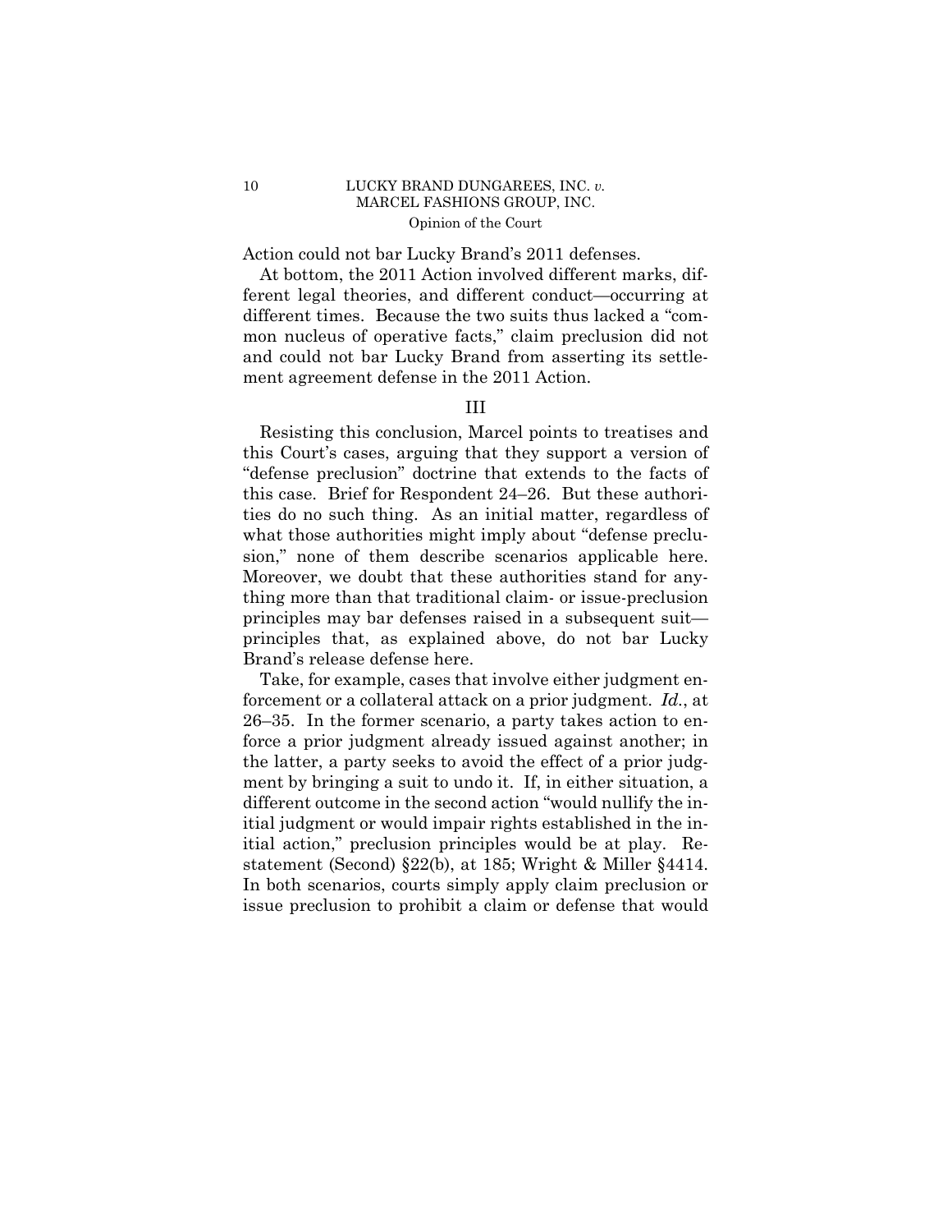Action could not bar Lucky Brand's 2011 defenses.

At bottom, the 2011 Action involved different marks, different legal theories, and different conduct—occurring at different times. Because the two suits thus lacked a "common nucleus of operative facts," claim preclusion did not and could not bar Lucky Brand from asserting its settlement agreement defense in the 2011 Action.

## III

Resisting this conclusion, Marcel points to treatises and this Court's cases, arguing that they support a version of "defense preclusion" doctrine that extends to the facts of this case. Brief for Respondent 24–26. But these authorities do no such thing. As an initial matter, regardless of what those authorities might imply about "defense preclusion," none of them describe scenarios applicable here. Moreover, we doubt that these authorities stand for anything more than that traditional claim- or issue-preclusion principles may bar defenses raised in a subsequent suit—principles that, as explained above, do not bar Lucky Brand's release defense here.

Take, for example, cases that involve either judgment enforcement or a collateral attack on a prior judgment. *Id.*, at 26–35. In the former scenario, a party takes action to enforce a prior judgment already issued against another; in the latter, a party seeks to avoid the effect of a prior judgment by bringing a suit to undo it. If, in either situation, a different outcome in the second action "would nullify the initial judgment or would impair rights established in the initial action," preclusion principles would be at play. Restatement (Second) §22(b), at 185; Wright & Miller §4414. In both scenarios, courts simply apply claim preclusion or issue preclusion to prohibit a claim or defense that would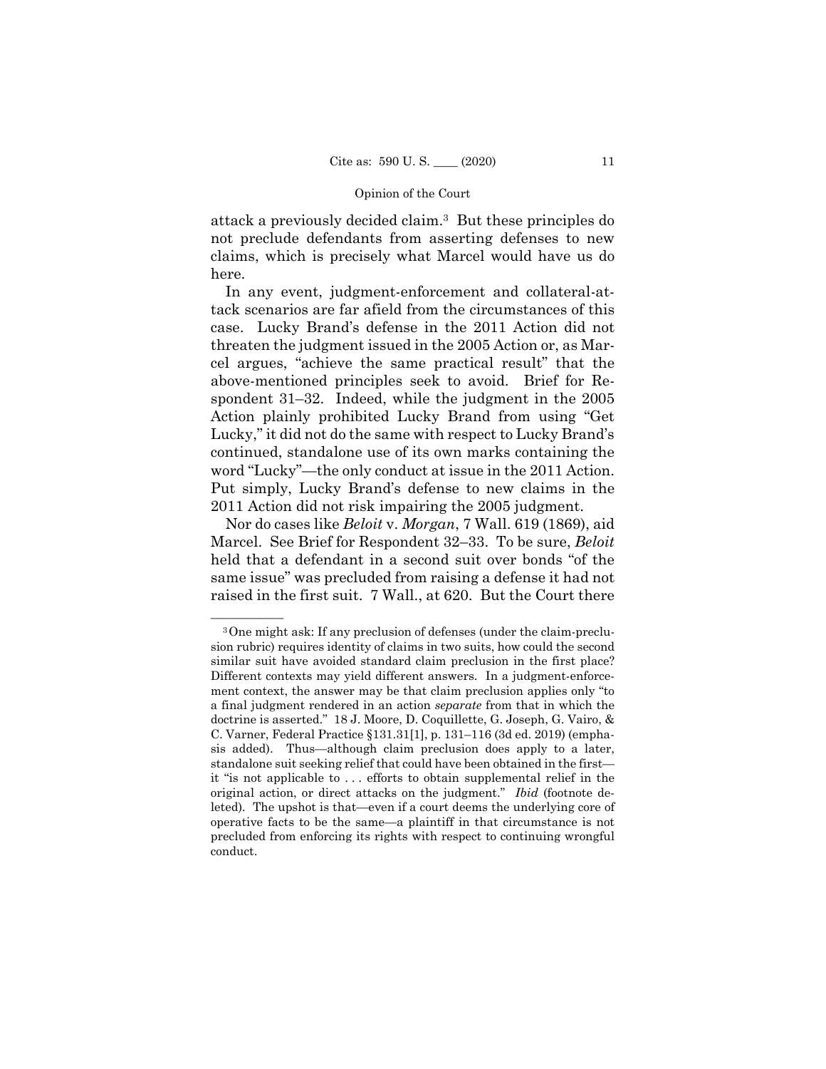attack a previously decided claim.[3] But these principles do not preclude defendants from asserting defenses to new claims, which is precisely what Marcel would have us do here.

In any event, judgment-enforcement and collateral-attack scenarios are far afield from the circumstances of this case. Lucky Brand's defense in the 2011 Action did not threaten the judgment issued in the 2005 Action or, as Marcel argues, "achieve the same practical result" that the above-mentioned principles seek to avoid. Brief for Respondent 31–32. Indeed, while the judgment in the 2005 Action plainly prohibited Lucky Brand from using "Get Lucky," it did not do the same with respect to Lucky Brand's continued, standalone use of its own marks containing the word "Lucky"—the only conduct at issue in the 2011 Action. Put simply, Lucky Brand's defense to new claims in the 2011 Action did not risk impairing the 2005 judgment.

Nor do cases like *Beloit* v. *Morgan*, 7 Wall. 619 (1869), aid Marcel. See Brief for Respondent 32–33. To be sure, *Beloit* held that a defendant in a second suit over bonds "of the same issue" was precluded from raising a defense it had not raised in the first suit. 7 Wall., at 620. But the Court there

---

[3] One might ask: If any preclusion of defenses (under the claim-preclusion rubric) requires identity of claims in two suits, how could the second similar suit have avoided standard claim preclusion in the first place? Different contexts may yield different answers. In a judgment-enforcement context, the answer may be that claim preclusion applies only "to a final judgment rendered in an action *separate* from that in which the doctrine is asserted." 18 J. Moore, D. Coquillette, G. Joseph, G. Vairo, & C. Varner, Federal Practice §131.31[1], p. 131–116 (3d ed. 2019) (emphasis added). Thus—although claim preclusion does apply to a later, standalone suit seeking relief that could have been obtained in the first—it "is not applicable to . . . efforts to obtain supplemental relief in the original action, or direct attacks on the judgment." *Ibid* (footnote deleted). The upshot is that—even if a court deems the underlying core of operative facts to be the same—a plaintiff in that circumstance is not precluded from enforcing its rights with respect to continuing wrongful conduct.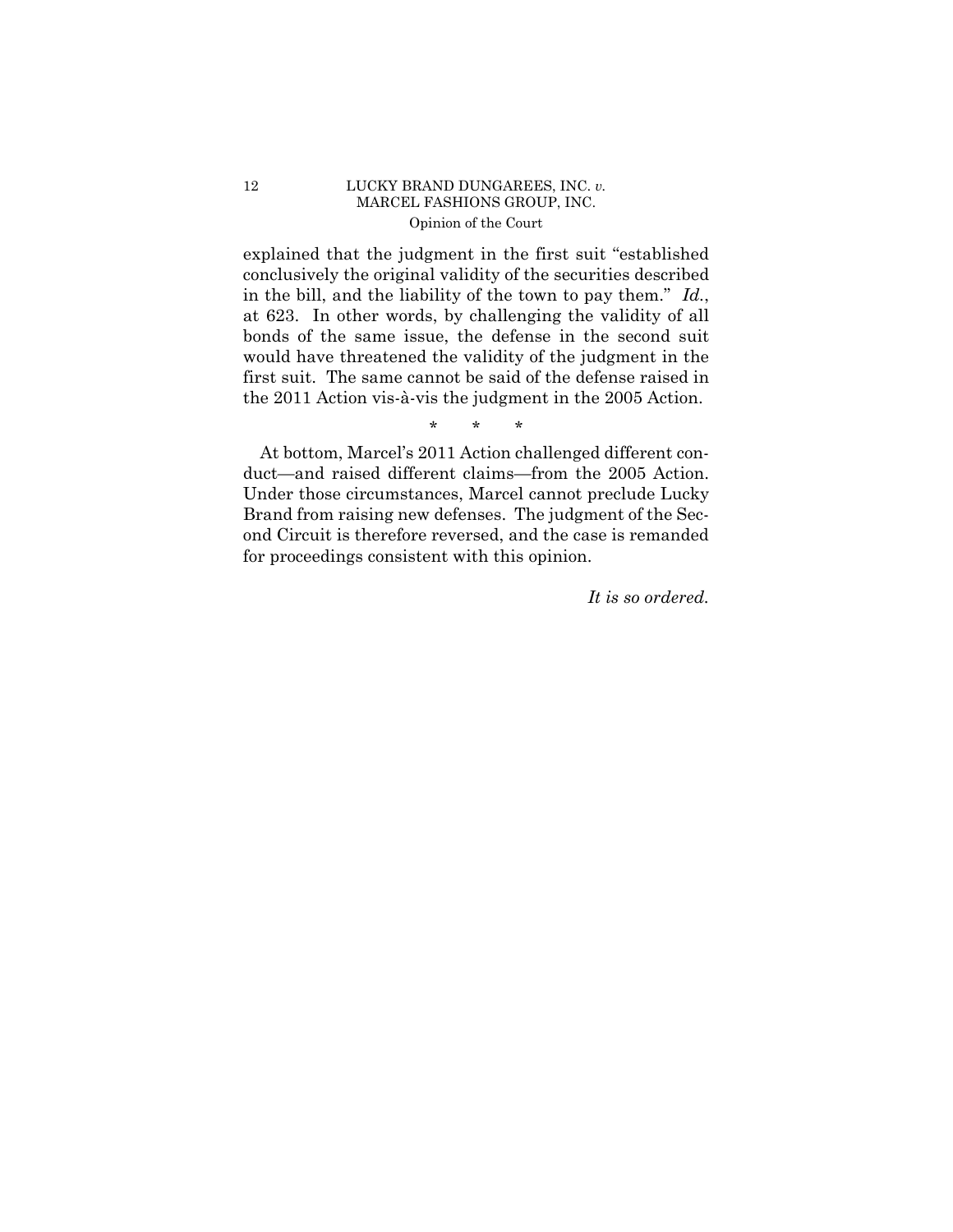explained that the judgment in the first suit "established conclusively the original validity of the securities described in the bill, and the liability of the town to pay them." *Id.*, at 623. In other words, by challenging the validity of all bonds of the same issue, the defense in the second suit would have threatened the validity of the judgment in the first suit. The same cannot be said of the defense raised in the 2011 Action vis-à-vis the judgment in the 2005 Action.

\* \* \*

At bottom, Marcel's 2011 Action challenged different conduct—and raised different claims—from the 2005 Action. Under those circumstances, Marcel cannot preclude Lucky Brand from raising new defenses. The judgment of the Second Circuit is therefore reversed, and the case is remanded for proceedings consistent with this opinion.

*It is so ordered.*